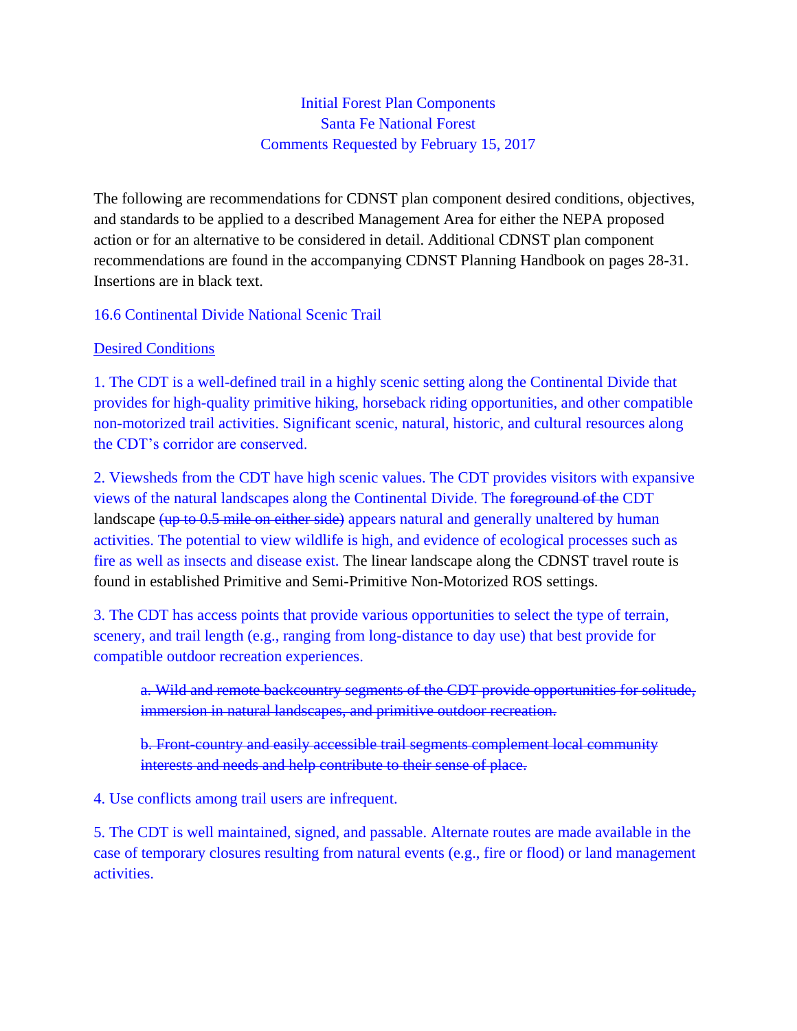Initial Forest Plan Components
Santa Fe National Forest
Comments Requested by February 15, 2017

The following are recommendations for CDNST plan component desired conditions, objectives, and standards to be applied to a described Management Area for either the NEPA proposed action or for an alternative to be considered in detail. Additional CDNST plan component recommendations are found in the accompanying CDNST Planning Handbook on pages 28-31. Insertions are in black text.

## 16.6 Continental Divide National Scenic Trail

### Desired Conditions

1. The CDT is a well-defined trail in a highly scenic setting along the Continental Divide that provides for high-quality primitive hiking, horseback riding opportunities, and other compatible non-motorized trail activities. Significant scenic, natural, historic, and cultural resources along the CDT's corridor are conserved.

2. Viewsheds from the CDT have high scenic values. The CDT provides visitors with expansive views of the natural landscapes along the Continental Divide. The ~~foreground of the~~ CDT landscape ~~(up to 0.5 mile on either side)~~ appears natural and generally unaltered by human activities. The potential to view wildlife is high, and evidence of ecological processes such as fire as well as insects and disease exist. The linear landscape along the CDNST travel route is found in established Primitive and Semi-Primitive Non-Motorized ROS settings.

3. The CDT has access points that provide various opportunities to select the type of terrain, scenery, and trail length (e.g., ranging from long-distance to day use) that best provide for compatible outdoor recreation experiences.

    ~~a. Wild and remote backcountry segments of the CDT provide opportunities for solitude, immersion in natural landscapes, and primitive outdoor recreation.~~

    ~~b. Front-country and easily accessible trail segments complement local community interests and needs and help contribute to their sense of place.~~

4. Use conflicts among trail users are infrequent.

5. The CDT is well maintained, signed, and passable. Alternate routes are made available in the case of temporary closures resulting from natural events (e.g., fire or flood) or land management activities.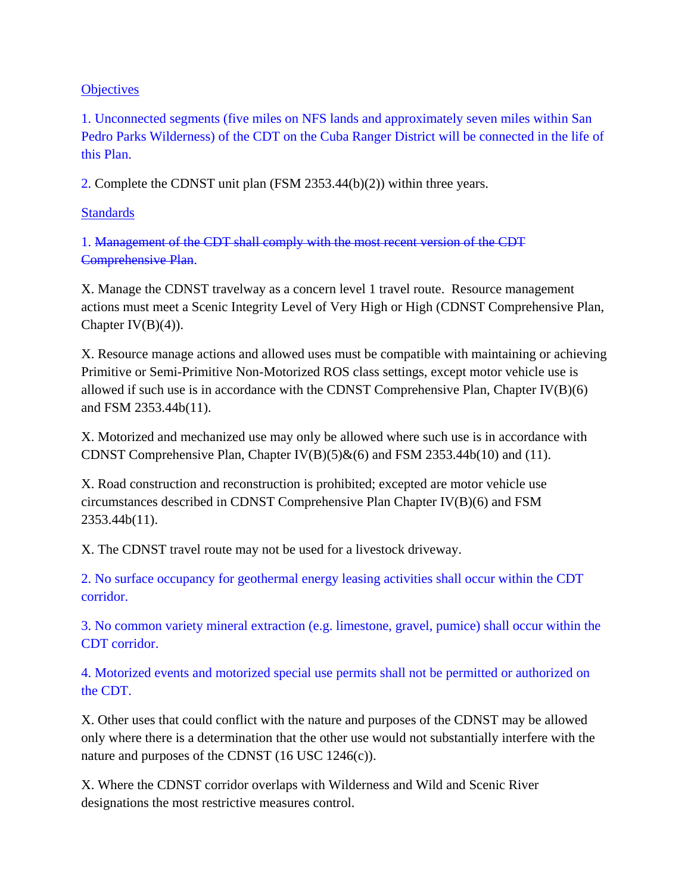Objectives

1. Unconnected segments (five miles on NFS lands and approximately seven miles within San Pedro Parks Wilderness) of the CDT on the Cuba Ranger District will be connected in the life of this Plan.

2. Complete the CDNST unit plan (FSM 2353.44(b)(2)) within three years.

Standards

1. ~~Management of the CDT shall comply with the most recent version of the CDT Comprehensive Plan~~.

X. Manage the CDNST travelway as a concern level 1 travel route. Resource management actions must meet a Scenic Integrity Level of Very High or High (CDNST Comprehensive Plan, Chapter IV(B)(4)).

X. Resource manage actions and allowed uses must be compatible with maintaining or achieving Primitive or Semi-Primitive Non-Motorized ROS class settings, except motor vehicle use is allowed if such use is in accordance with the CDNST Comprehensive Plan, Chapter IV(B)(6) and FSM 2353.44b(11).

X. Motorized and mechanized use may only be allowed where such use is in accordance with CDNST Comprehensive Plan, Chapter IV(B)(5)&(6) and FSM 2353.44b(10) and (11).

X. Road construction and reconstruction is prohibited; excepted are motor vehicle use circumstances described in CDNST Comprehensive Plan Chapter IV(B)(6) and FSM 2353.44b(11).

X. The CDNST travel route may not be used for a livestock driveway.

2. No surface occupancy for geothermal energy leasing activities shall occur within the CDT corridor.

3. No common variety mineral extraction (e.g. limestone, gravel, pumice) shall occur within the CDT corridor.

4. Motorized events and motorized special use permits shall not be permitted or authorized on the CDT.

X. Other uses that could conflict with the nature and purposes of the CDNST may be allowed only where there is a determination that the other use would not substantially interfere with the nature and purposes of the CDNST (16 USC 1246(c)).

X. Where the CDNST corridor overlaps with Wilderness and Wild and Scenic River designations the most restrictive measures control.